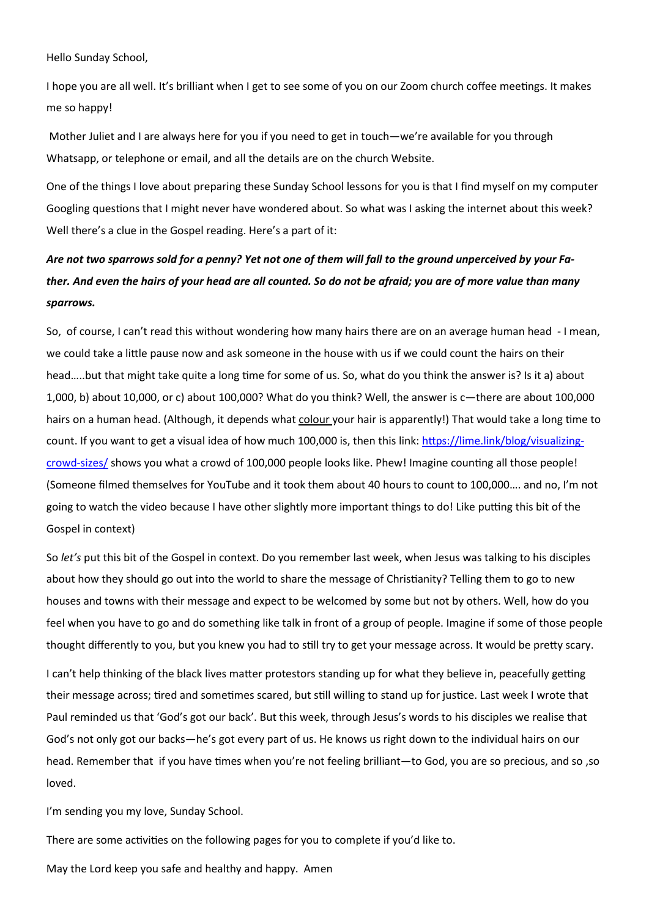Hello Sunday School,

I hope you are all well. It's brilliant when I get to see some of you on our Zoom church coffee meetings. It makes me so happy!

Mother Juliet and I are always here for you if you need to get in touch—we're available for you through Whatsapp, or telephone or email, and all the details are on the church Website.

One of the things I love about preparing these Sunday School lessons for you is that I find myself on my computer Googling questions that I might never have wondered about. So what was I asking the internet about this week? Well there's a clue in the Gospel reading. Here's a part of it:

***Are not two sparrows sold for a penny? Yet not one of them will fall to the ground unperceived by your Father. And even the hairs of your head are all counted. So do not be afraid; you are of more value than many sparrows.***

So, of course, I can't read this without wondering how many hairs there are on an average human head - I mean, we could take a little pause now and ask someone in the house with us if we could count the hairs on their head…..but that might take quite a long time for some of us. So, what do you think the answer is? Is it a) about 1,000, b) about 10,000, or c) about 100,000? What do you think? Well, the answer is c—there are about 100,000 hairs on a human head. (Although, it depends what <u>colour</u> your hair is apparently!) That would take a long time to count. If you want to get a visual idea of how much 100,000 is, then this link: [https://lime.link/blog/visualizing-crowd-sizes/](https://lime.link/blog/visualizing-crowd-sizes/) shows you what a crowd of 100,000 people looks like. Phew! Imagine counting all those people! (Someone filmed themselves for YouTube and it took them about 40 hours to count to 100,000…. and no, I'm not going to watch the video because I have other slightly more important things to do! Like putting this bit of the Gospel in context)

So *let's* put this bit of the Gospel in context. Do you remember last week, when Jesus was talking to his disciples about how they should go out into the world to share the message of Christianity? Telling them to go to new houses and towns with their message and expect to be welcomed by some but not by others. Well, how do you feel when you have to go and do something like talk in front of a group of people. Imagine if some of those people thought differently to you, but you knew you had to still try to get your message across. It would be pretty scary.

I can't help thinking of the black lives matter protestors standing up for what they believe in, peacefully getting their message across; tired and sometimes scared, but still willing to stand up for justice. Last week I wrote that Paul reminded us that 'God's got our back'. But this week, through Jesus's words to his disciples we realise that God's not only got our backs—he's got every part of us. He knows us right down to the individual hairs on our head. Remember that if you have times when you're not feeling brilliant—to God, you are so precious, and so ,so loved.

I'm sending you my love, Sunday School.

There are some activities on the following pages for you to complete if you'd like to.

May the Lord keep you safe and healthy and happy. Amen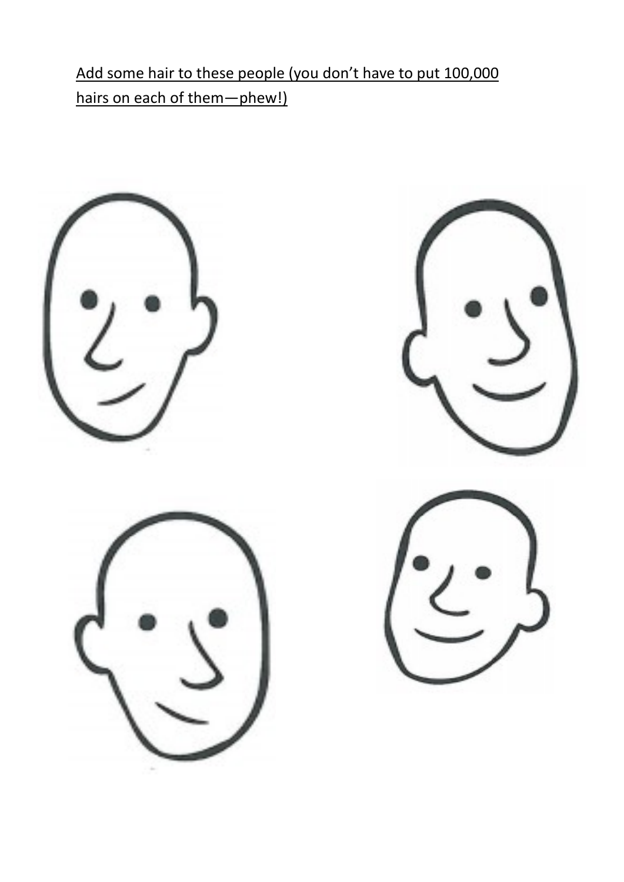<u>Add some hair to these people (you don’t have to put 100,000 hairs on each of them—phew!)</u>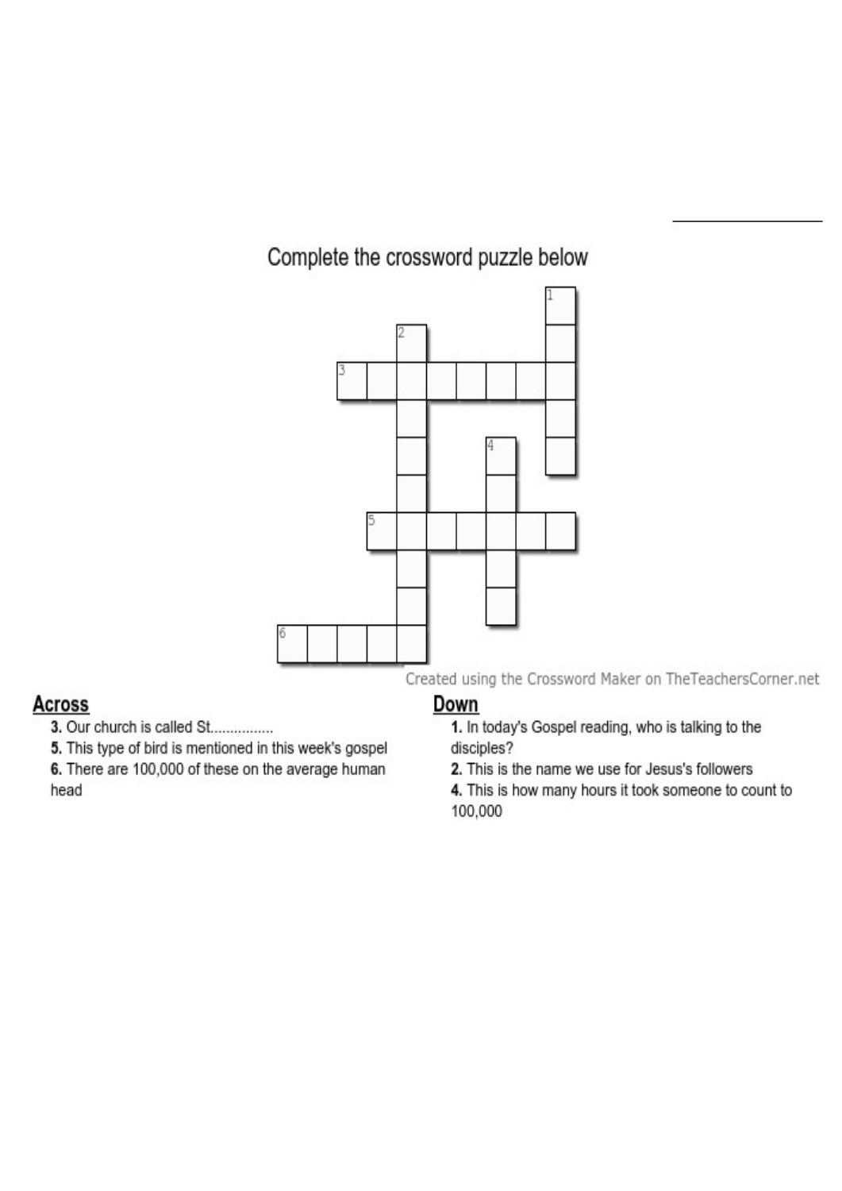Complete the crossword puzzle below

Created using the Crossword Maker on TheTeachersCorner.net

## Across

**3.** Our church is called St................

**5.** This type of bird is mentioned in this week's gospel

**6.** There are 100,000 of these on the average human head

## Down

**1.** In today's Gospel reading, who is talking to the disciples?

**2.** This is the name we use for Jesus's followers

**4.** This is how many hours it took someone to count to 100,000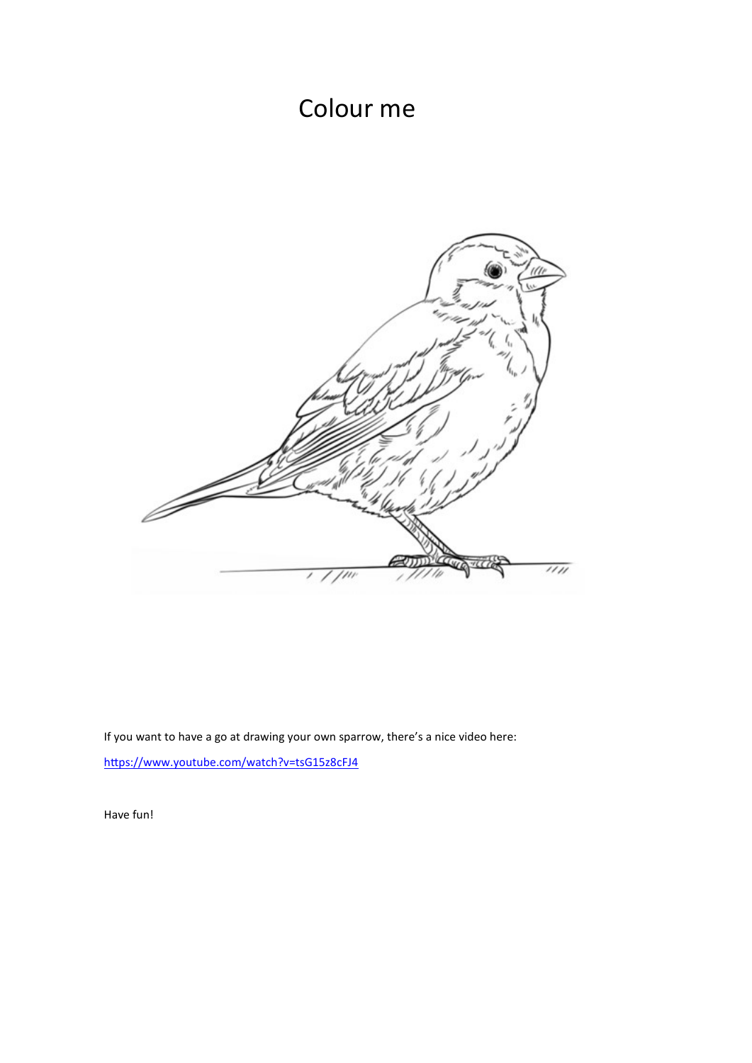# Colour me

If you want to have a go at drawing your own sparrow, there's a nice video here:

https://www.youtube.com/watch?v=tsG15z8cFJ4

Have fun!